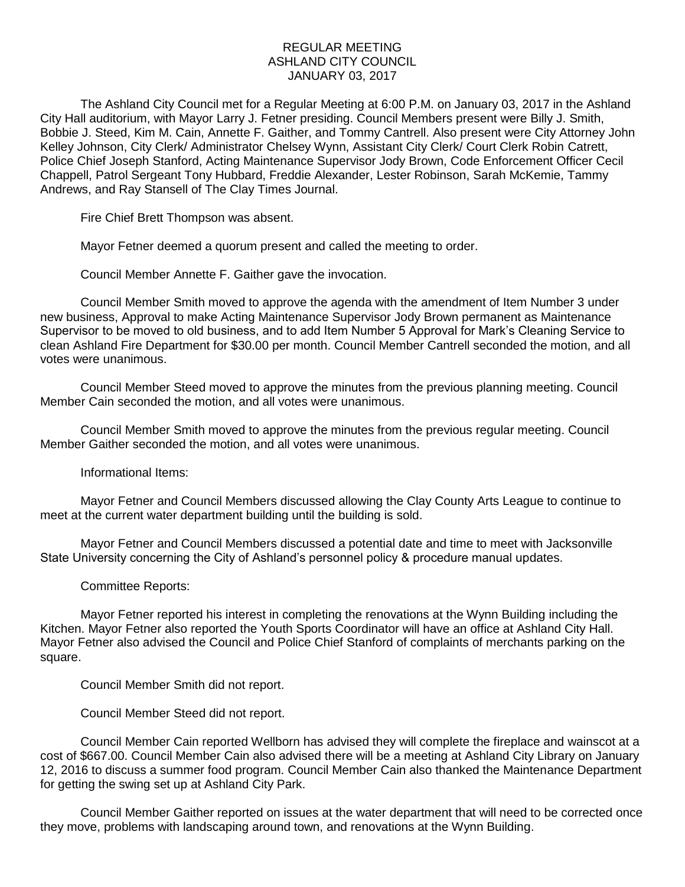# REGULAR MEETING
# ASHLAND CITY COUNCIL
# JANUARY 03, 2017

The Ashland City Council met for a Regular Meeting at 6:00 P.M. on January 03, 2017 in the Ashland City Hall auditorium, with Mayor Larry J. Fetner presiding. Council Members present were Billy J. Smith, Bobbie J. Steed, Kim M. Cain, Annette F. Gaither, and Tommy Cantrell. Also present were City Attorney John Kelley Johnson, City Clerk/ Administrator Chelsey Wynn, Assistant City Clerk/ Court Clerk Robin Catrett, Police Chief Joseph Stanford, Acting Maintenance Supervisor Jody Brown, Code Enforcement Officer Cecil Chappell, Patrol Sergeant Tony Hubbard, Freddie Alexander, Lester Robinson, Sarah McKemie, Tammy Andrews, and Ray Stansell of The Clay Times Journal.

Fire Chief Brett Thompson was absent.

Mayor Fetner deemed a quorum present and called the meeting to order.

Council Member Annette F. Gaither gave the invocation.

Council Member Smith moved to approve the agenda with the amendment of Item Number 3 under new business, Approval to make Acting Maintenance Supervisor Jody Brown permanent as Maintenance Supervisor to be moved to old business, and to add Item Number 5 Approval for Mark's Cleaning Service to clean Ashland Fire Department for $30.00 per month. Council Member Cantrell seconded the motion, and all votes were unanimous.

Council Member Steed moved to approve the minutes from the previous planning meeting. Council Member Cain seconded the motion, and all votes were unanimous.

Council Member Smith moved to approve the minutes from the previous regular meeting. Council Member Gaither seconded the motion, and all votes were unanimous.

Informational Items:

Mayor Fetner and Council Members discussed allowing the Clay County Arts League to continue to meet at the current water department building until the building is sold.

Mayor Fetner and Council Members discussed a potential date and time to meet with Jacksonville State University concerning the City of Ashland's personnel policy & procedure manual updates.

Committee Reports:

Mayor Fetner reported his interest in completing the renovations at the Wynn Building including the Kitchen. Mayor Fetner also reported the Youth Sports Coordinator will have an office at Ashland City Hall. Mayor Fetner also advised the Council and Police Chief Stanford of complaints of merchants parking on the square.

Council Member Smith did not report.

Council Member Steed did not report.

Council Member Cain reported Wellborn has advised they will complete the fireplace and wainscot at a cost of $667.00. Council Member Cain also advised there will be a meeting at Ashland City Library on January 12, 2016 to discuss a summer food program. Council Member Cain also thanked the Maintenance Department for getting the swing set up at Ashland City Park.

Council Member Gaither reported on issues at the water department that will need to be corrected once they move, problems with landscaping around town, and renovations at the Wynn Building.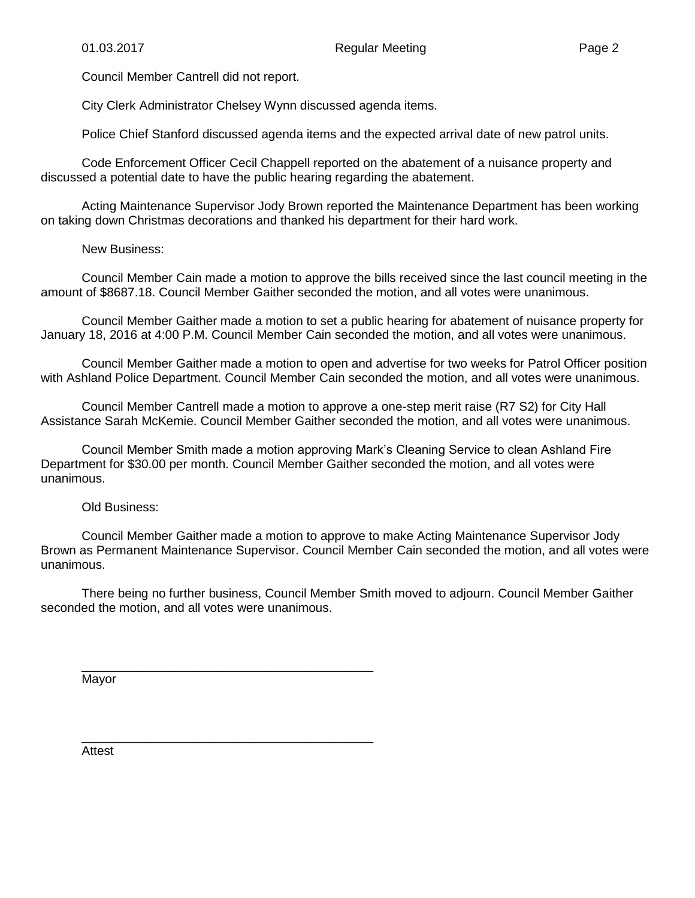Council Member Cantrell did not report.

City Clerk Administrator Chelsey Wynn discussed agenda items.

Police Chief Stanford discussed agenda items and the expected arrival date of new patrol units.

Code Enforcement Officer Cecil Chappell reported on the abatement of a nuisance property and discussed a potential date to have the public hearing regarding the abatement.

Acting Maintenance Supervisor Jody Brown reported the Maintenance Department has been working on taking down Christmas decorations and thanked his department for their hard work.

New Business:

Council Member Cain made a motion to approve the bills received since the last council meeting in the amount of $8687.18. Council Member Gaither seconded the motion, and all votes were unanimous.

Council Member Gaither made a motion to set a public hearing for abatement of nuisance property for January 18, 2016 at 4:00 P.M. Council Member Cain seconded the motion, and all votes were unanimous.

Council Member Gaither made a motion to open and advertise for two weeks for Patrol Officer position with Ashland Police Department. Council Member Cain seconded the motion, and all votes were unanimous.

Council Member Cantrell made a motion to approve a one-step merit raise (R7 S2) for City Hall Assistance Sarah McKemie. Council Member Gaither seconded the motion, and all votes were unanimous.

Council Member Smith made a motion approving Mark's Cleaning Service to clean Ashland Fire Department for $30.00 per month. Council Member Gaither seconded the motion, and all votes were unanimous.

Old Business:

Council Member Gaither made a motion to approve to make Acting Maintenance Supervisor Jody Brown as Permanent Maintenance Supervisor. Council Member Cain seconded the motion, and all votes were unanimous.

There being no further business, Council Member Smith moved to adjourn. Council Member Gaither seconded the motion, and all votes were unanimous.

\_\_\_\_\_\_\_\_\_\_\_\_\_\_\_\_\_\_\_\_\_\_\_\_\_\_\_\_\_\_\_\_\_\_\_\_\_\_\_\_

Mayor

\_\_\_\_\_\_\_\_\_\_\_\_\_\_\_\_\_\_\_\_\_\_\_\_\_\_\_\_\_\_\_\_\_\_\_\_\_\_\_\_

Attest